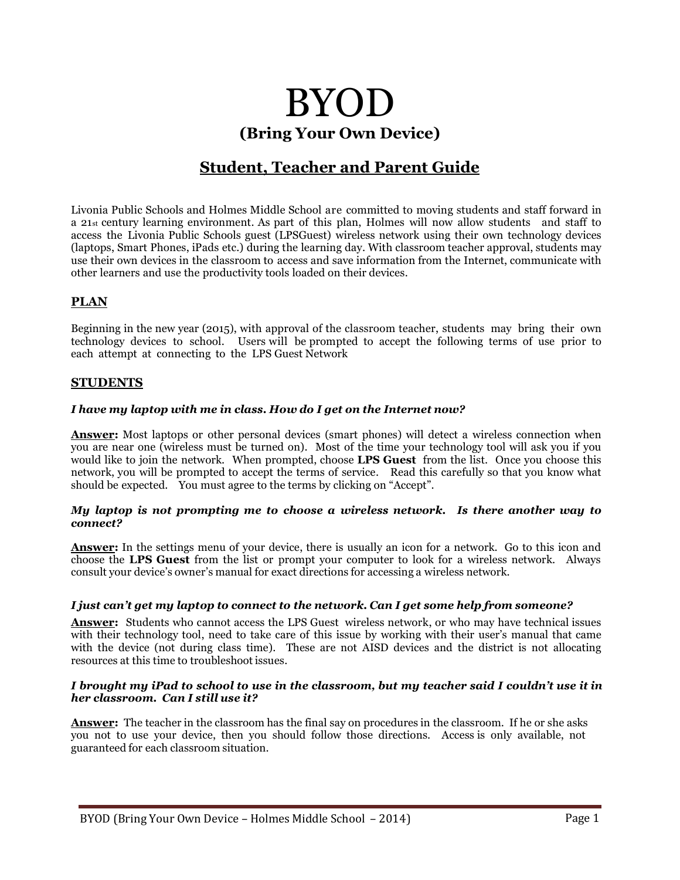# BYOD

## (Bring Your Own Device)

## Student, Teacher and Parent Guide

Livonia Public Schools and Holmes Middle School are committed to moving students and staff forward in a 21st century learning environment. As part of this plan, Holmes will now allow students and staff to access the Livonia Public Schools guest (LPSGuest) wireless network using their own technology devices (laptops, Smart Phones, iPads etc.) during the learning day. With classroom teacher approval, students may use their own devices in the classroom to access and save information from the Internet, communicate with other learners and use the productivity tools loaded on their devices.

### PLAN

Beginning in the new year (2015), with approval of the classroom teacher, students may bring their own technology devices to school. Users will be prompted to accept the following terms of use prior to each attempt at connecting to the LPS Guest Network

### STUDENTS

***I have my laptop with me in class. How do I get on the Internet now?***

**Answer:** Most laptops or other personal devices (smart phones) will detect a wireless connection when you are near one (wireless must be turned on). Most of the time your technology tool will ask you if you would like to join the network. When prompted, choose **LPS Guest** from the list. Once you choose this network, you will be prompted to accept the terms of service. Read this carefully so that you know what should be expected. You must agree to the terms by clicking on "Accept".

***My laptop is not prompting me to choose a wireless network. Is there another way to connect?***

**Answer:** In the settings menu of your device, there is usually an icon for a network. Go to this icon and choose the **LPS Guest** from the list or prompt your computer to look for a wireless network. Always consult your device's owner's manual for exact directions for accessing a wireless network.

***I just can't get my laptop to connect to the network. Can I get some help from someone?***

**Answer:** Students who cannot access the LPS Guest wireless network, or who may have technical issues with their technology tool, need to take care of this issue by working with their user's manual that came with the device (not during class time). These are not AISD devices and the district is not allocating resources at this time to troubleshoot issues.

***I brought my iPad to school to use in the classroom, but my teacher said I couldn't use it in her classroom. Can I still use it?***

**Answer:** The teacher in the classroom has the final say on procedures in the classroom. If he or she asks you not to use your device, then you should follow those directions. Access is only available, not guaranteed for each classroom situation.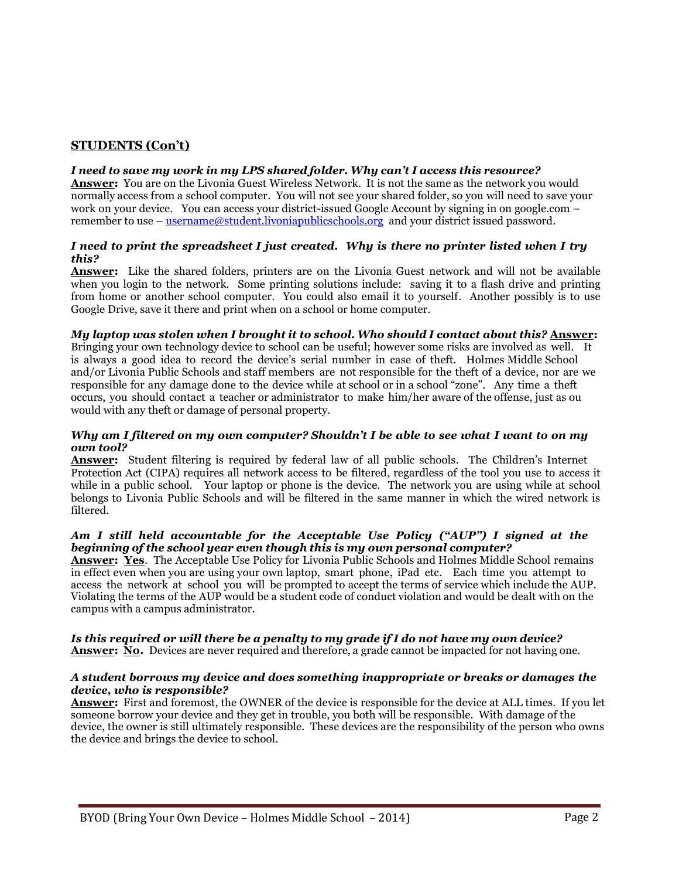## STUDENTS (Con't)

***I need to save my work in my LPS shared folder. Why can't I access this resource?***
**Answer:** You are on the Livonia Guest Wireless Network. It is not the same as the network you would normally access from a school computer. You will not see your shared folder, so you will need to save your work on your device. You can access your district-issued Google Account by signing in on google.com – remember to use – [username@student.livoniapublicschools.org](mailto:username@student.livoniapublicschools.org) and your district issued password.

***I need to print the spreadsheet I just created. Why is there no printer listed when I try this?***
**Answer:** Like the shared folders, printers are on the Livonia Guest network and will not be available when you login to the network. Some printing solutions include: saving it to a flash drive and printing from home or another school computer. You could also email it to yourself. Another possibly is to use Google Drive, save it there and print when on a school or home computer.

***My laptop was stolen when I brought it to school. Who should I contact about this?*** **Answer:**
Bringing your own technology device to school can be useful; however some risks are involved as well. It is always a good idea to record the device's serial number in case of theft. Holmes Middle School and/or Livonia Public Schools and staff members are not responsible for the theft of a device, nor are we responsible for any damage done to the device while at school or in a school "zone". Any time a theft occurs, you should contact a teacher or administrator to make him/her aware of the offense, just as ou would with any theft or damage of personal property.

***Why am I filtered on my own computer? Shouldn't I be able to see what I want to on my own tool?***
**Answer:** Student filtering is required by federal law of all public schools. The Children's Internet Protection Act (CIPA) requires all network access to be filtered, regardless of the tool you use to access it while in a public school. Your laptop or phone is the device. The network you are using while at school belongs to Livonia Public Schools and will be filtered in the same manner in which the wired network is filtered.

***Am I still held accountable for the Acceptable Use Policy ("AUP") I signed at the beginning of the school year even though this is my own personal computer?***
**Answer:** **Yes**. The Acceptable Use Policy for Livonia Public Schools and Holmes Middle School remains in effect even when you are using your own laptop, smart phone, iPad etc. Each time you attempt to access the network at school you will be prompted to accept the terms of service which include the AUP. Violating the terms of the AUP would be a student code of conduct violation and would be dealt with on the campus with a campus administrator.

***Is this required or will there be a penalty to my grade if I do not have my own device?***
**Answer:** **No.** Devices are never required and therefore, a grade cannot be impacted for not having one.

***A student borrows my device and does something inappropriate or breaks or damages the device, who is responsible?***
**Answer:** First and foremost, the OWNER of the device is responsible for the device at ALL times. If you let someone borrow your device and they get in trouble, you both will be responsible. With damage of the device, the owner is still ultimately responsible. These devices are the responsibility of the person who owns the device and brings the device to school.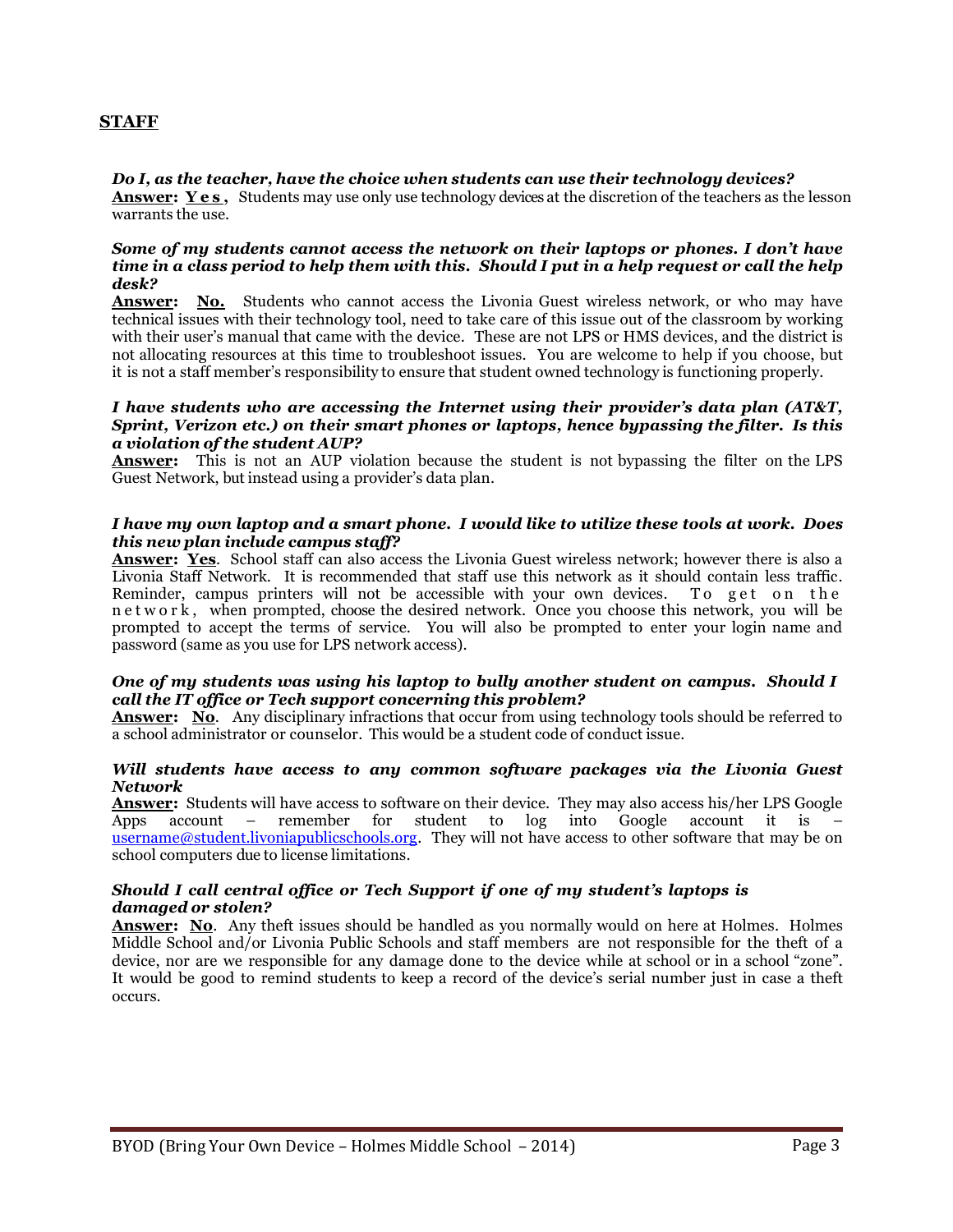## STAFF

***Do I, as the teacher, have the choice when students can use their technology devices?***
**Answer: Yes,** Students may use only use technology devices at the discretion of the teachers as the lesson warrants the use.

***Some of my students cannot access the network on their laptops or phones. I don't have time in a class period to help them with this. Should I put in a help request or call the help desk?***
**Answer: No.** Students who cannot access the Livonia Guest wireless network, or who may have technical issues with their technology tool, need to take care of this issue out of the classroom by working with their user's manual that came with the device. These are not LPS or HMS devices, and the district is not allocating resources at this time to troubleshoot issues. You are welcome to help if you choose, but it is not a staff member's responsibility to ensure that student owned technology is functioning properly.

***I have students who are accessing the Internet using their provider's data plan (AT&T, Sprint, Verizon etc.) on their smart phones or laptops, hence bypassing the filter. Is this a violation of the student AUP?***
**Answer:** This is not an AUP violation because the student is not bypassing the filter on the LPS Guest Network, but instead using a provider's data plan.

***I have my own laptop and a smart phone. I would like to utilize these tools at work. Does this new plan include campus staff?***
**Answer: Yes**. School staff can also access the Livonia Guest wireless network; however there is also a Livonia Staff Network. It is recommended that staff use this network as it should contain less traffic. Reminder, campus printers will not be accessible with your own devices. To get on the network, when prompted, choose the desired network. Once you choose this network, you will be prompted to accept the terms of service. You will also be prompted to enter your login name and password (same as you use for LPS network access).

***One of my students was using his laptop to bully another student on campus. Should I call the IT office or Tech support concerning this problem?***
**Answer: No**. Any disciplinary infractions that occur from using technology tools should be referred to a school administrator or counselor. This would be a student code of conduct issue.

***Will students have access to any common software packages via the Livonia Guest Network***
**Answer:** Students will have access to software on their device. They may also access his/her LPS Google Apps account – remember for student to log into Google account it is – username@student.livoniapublicschools.org. They will not have access to other software that may be on school computers due to license limitations.

***Should I call central office or Tech Support if one of my student's laptops is damaged or stolen?***
**Answer: No**. Any theft issues should be handled as you normally would on here at Holmes. Holmes Middle School and/or Livonia Public Schools and staff members are not responsible for the theft of a device, nor are we responsible for any damage done to the device while at school or in a school "zone". It would be good to remind students to keep a record of the device's serial number just in case a theft occurs.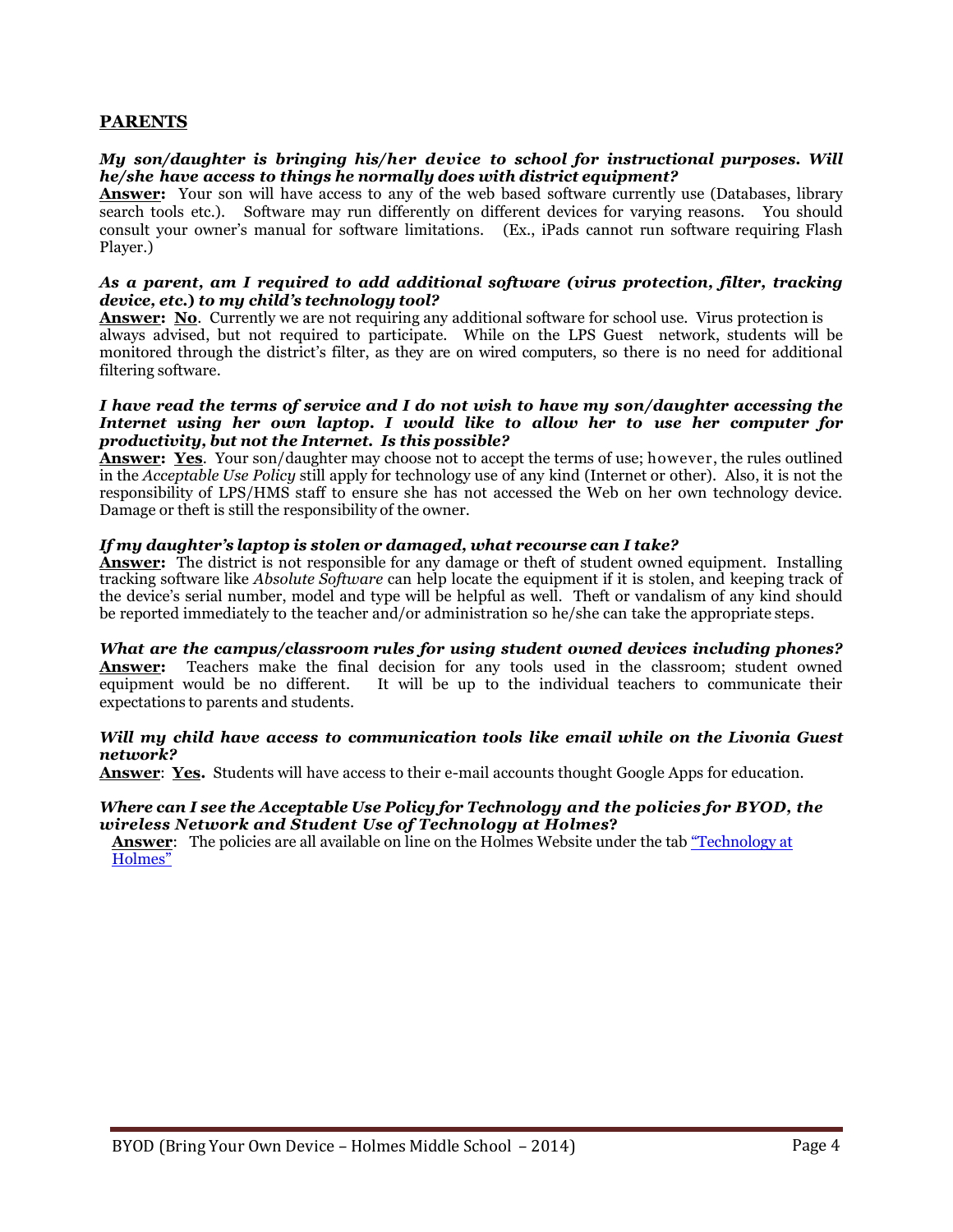## PARENTS

***My son/daughter is bringing his/her device to school for instructional purposes. Will he/she have access to things he normally does with district equipment?***

**Answer:** Your son will have access to any of the web based software currently use (Databases, library search tools etc.). Software may run differently on different devices for varying reasons. You should consult your owner's manual for software limitations. (Ex., iPads cannot run software requiring Flash Player.)

***As a parent, am I required to add additional software (virus protection, filter, tracking device, etc.) to my child's technology tool?***

**Answer:** **No**. Currently we are not requiring any additional software for school use. Virus protection is always advised, but not required to participate. While on the LPS Guest network, students will be monitored through the district's filter, as they are on wired computers, so there is no need for additional filtering software.

***I have read the terms of service and I do not wish to have my son/daughter accessing the Internet using her own laptop. I would like to allow her to use her computer for productivity, but not the Internet. Is this possible?***

**Answer:** **Yes**. Your son/daughter may choose not to accept the terms of use; however, the rules outlined in the *Acceptable Use Policy* still apply for technology use of any kind (Internet or other). Also, it is not the responsibility of LPS/HMS staff to ensure she has not accessed the Web on her own technology device. Damage or theft is still the responsibility of the owner.

***If my daughter's laptop is stolen or damaged, what recourse can I take?***

**Answer:** The district is not responsible for any damage or theft of student owned equipment. Installing tracking software like *Absolute Software* can help locate the equipment if it is stolen, and keeping track of the device's serial number, model and type will be helpful as well. Theft or vandalism of any kind should be reported immediately to the teacher and/or administration so he/she can take the appropriate steps.

***What are the campus/classroom rules for using student owned devices including phones?***

**Answer:** Teachers make the final decision for any tools used in the classroom; student owned equipment would be no different. It will be up to the individual teachers to communicate their expectations to parents and students.

***Will my child have access to communication tools like email while on the Livonia Guest network?***

**Answer**: **Yes.** Students will have access to their e-mail accounts thought Google Apps for education.

***Where can I see the Acceptable Use Policy for Technology and the policies for BYOD, the wireless Network and Student Use of Technology at Holmes*?**

**Answer**: The policies are all available on line on the Holmes Website under the tab "Technology at Holmes"